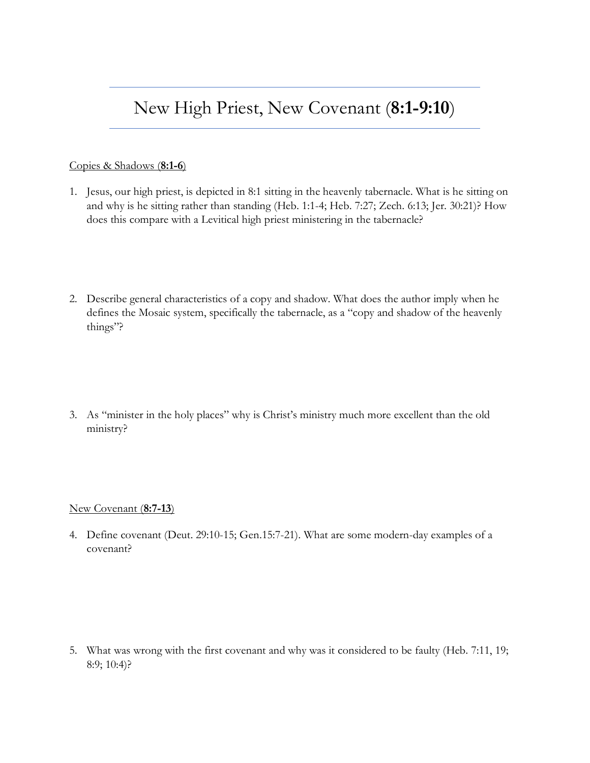# New High Priest, New Covenant (**8:1-9:10**)

Copies & Shadows (**8:1-6**)

1. Jesus, our high priest, is depicted in 8:1 sitting in the heavenly tabernacle. What is he sitting on and why is he sitting rather than standing (Heb. 1:1-4; Heb. 7:27; Zech. 6:13; Jer. 30:21)? How does this compare with a Levitical high priest ministering in the tabernacle?

2. Describe general characteristics of a copy and shadow. What does the author imply when he defines the Mosaic system, specifically the tabernacle, as a "copy and shadow of the heavenly things"?

3. As "minister in the holy places" why is Christ's ministry much more excellent than the old ministry?

New Covenant (**8:7-13**)

4. Define covenant (Deut. 29:10-15; Gen.15:7-21). What are some modern-day examples of a covenant?

5. What was wrong with the first covenant and why was it considered to be faulty (Heb. 7:11, 19; 8:9; 10:4)?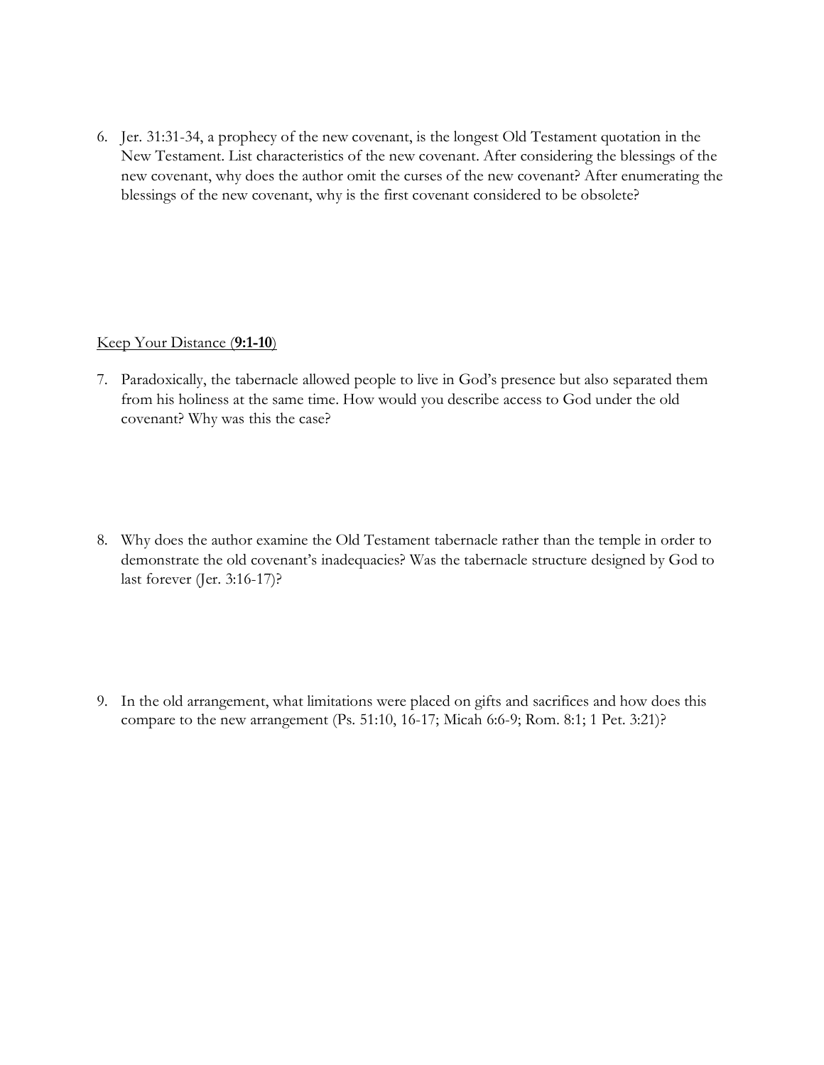6. Jer. 31:31-34, a prophecy of the new covenant, is the longest Old Testament quotation in the New Testament. List characteristics of the new covenant. After considering the blessings of the new covenant, why does the author omit the curses of the new covenant? After enumerating the blessings of the new covenant, why is the first covenant considered to be obsolete?

<u>Keep Your Distance (**9:1-10**)</u>

7. Paradoxically, the tabernacle allowed people to live in God's presence but also separated them from his holiness at the same time. How would you describe access to God under the old covenant? Why was this the case?

8. Why does the author examine the Old Testament tabernacle rather than the temple in order to demonstrate the old covenant's inadequacies? Was the tabernacle structure designed by God to last forever (Jer. 3:16-17)?

9. In the old arrangement, what limitations were placed on gifts and sacrifices and how does this compare to the new arrangement (Ps. 51:10, 16-17; Micah 6:6-9; Rom. 8:1; 1 Pet. 3:21)?